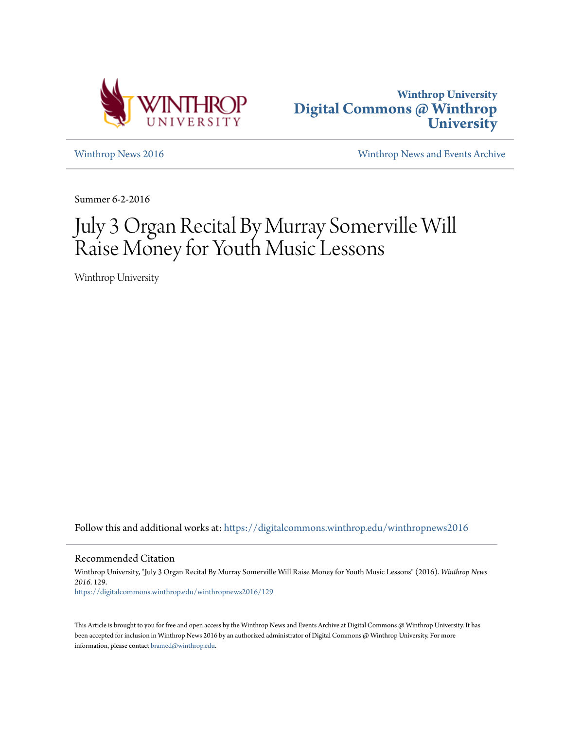Winthrop University
**Digital Commons @ Winthrop University**

Winthrop News 2016 | Winthrop News and Events Archive

Summer 6-2-2016

# July 3 Organ Recital By Murray Somerville Will Raise Money for Youth Music Lessons

Winthrop University

Follow this and additional works at: https://digitalcommons.winthrop.edu/winthropnews2016

## Recommended Citation

Winthrop University, "July 3 Organ Recital By Murray Somerville Will Raise Money for Youth Music Lessons" (2016). *Winthrop News 2016*. 129.
https://digitalcommons.winthrop.edu/winthropnews2016/129

This Article is brought to you for free and open access by the Winthrop News and Events Archive at Digital Commons @ Winthrop University. It has been accepted for inclusion in Winthrop News 2016 by an authorized administrator of Digital Commons @ Winthrop University. For more information, please contact bramed@winthrop.edu.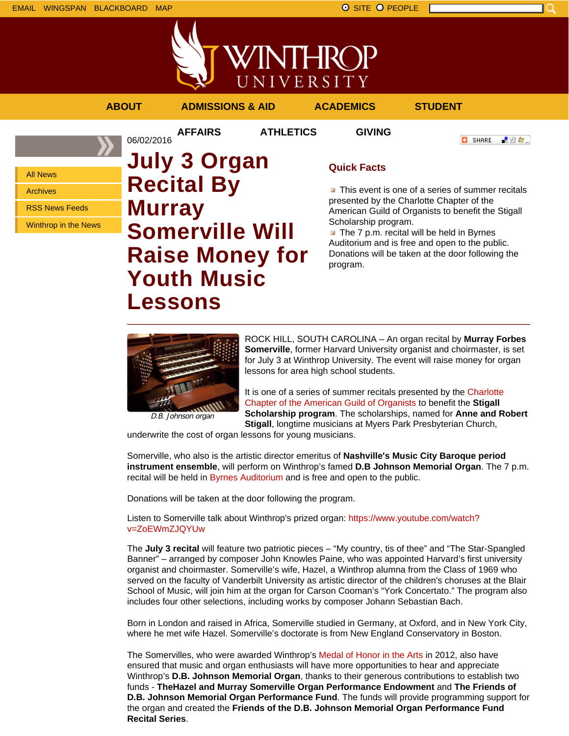EMAIL WINGSPAN BLACKBOARD MAP

SITE PEOPLE

ABOUT ADMISSIONS & AID ACADEMICS STUDENT AFFAIRS ATHLETICS GIVING

- All News
- Archives
- RSS News Feeds
- Winthrop in the News

06/02/2016

# July 3 Organ Recital By Murray Somerville Will Raise Money for Youth Music Lessons

## Quick Facts

- This event is one of a series of summer recitals presented by the Charlotte Chapter of the American Guild of Organists to benefit the Stigall Scholarship program.
- The 7 p.m. recital will be held in Byrnes Auditorium and is free and open to the public. Donations will be taken at the door following the program.

---

*D.B. Johnson organ*

ROCK HILL, SOUTH CAROLINA – An organ recital by **Murray Forbes Somerville**, former Harvard University organist and choirmaster, is set for July 3 at Winthrop University. The event will raise money for organ lessons for area high school students.

It is one of a series of summer recitals presented by the Charlotte Chapter of the American Guild of Organists to benefit the **Stigall Scholarship program**. The scholarships, named for **Anne and Robert Stigall**, longtime musicians at Myers Park Presbyterian Church, underwrite the cost of organ lessons for young musicians.

Somerville, who also is the artistic director emeritus of **Nashville's Music City Baroque period instrument ensemble**, will perform on Winthrop's famed **D.B Johnson Memorial Organ**. The 7 p.m. recital will be held in Byrnes Auditorium and is free and open to the public.

Donations will be taken at the door following the program.

Listen to Somerville talk about Winthrop's prized organ: https://www.youtube.com/watch?v=ZoEWmZJQYUw

The **July 3 recital** will feature two patriotic pieces – "My country, tis of thee" and "The Star-Spangled Banner" – arranged by composer John Knowles Paine, who was appointed Harvard's first university organist and choirmaster. Somerville's wife, Hazel, a Winthrop alumna from the Class of 1969 who served on the faculty of Vanderbilt University as artistic director of the children's choruses at the Blair School of Music, will join him at the organ for Carson Cooman's "York Concertato." The program also includes four other selections, including works by composer Johann Sebastian Bach.

Born in London and raised in Africa, Somerville studied in Germany, at Oxford, and in New York City, where he met wife Hazel. Somerville's doctorate is from New England Conservatory in Boston.

The Somervilles, who were awarded Winthrop's Medal of Honor in the Arts in 2012, also have ensured that music and organ enthusiasts will have more opportunities to hear and appreciate Winthrop's **D.B. Johnson Memorial Organ**, thanks to their generous contributions to establish two funds - **TheHazel and Murray Somerville Organ Performance Endowment** and **The Friends of D.B. Johnson Memorial Organ Performance Fund**. The funds will provide programming support for the organ and created the **Friends of the D.B. Johnson Memorial Organ Performance Fund Recital Series**.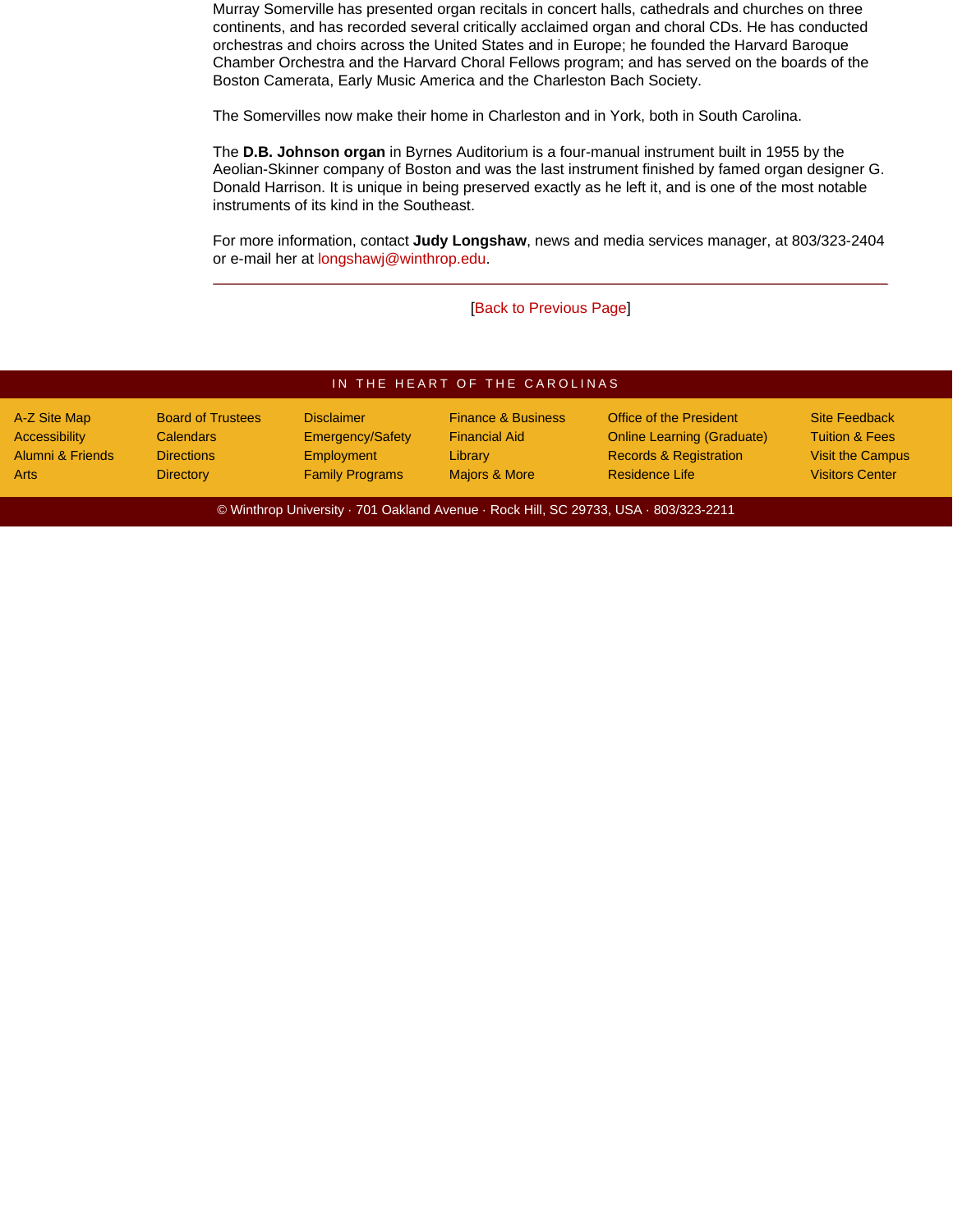Murray Somerville has presented organ recitals in concert halls, cathedrals and churches on three continents, and has recorded several critically acclaimed organ and choral CDs. He has conducted orchestras and choirs across the United States and in Europe; he founded the Harvard Baroque Chamber Orchestra and the Harvard Choral Fellows program; and has served on the boards of the Boston Camerata, Early Music America and the Charleston Bach Society.

The Somervilles now make their home in Charleston and in York, both in South Carolina.

The **D.B. Johnson organ** in Byrnes Auditorium is a four-manual instrument built in 1955 by the Aeolian-Skinner company of Boston and was the last instrument finished by famed organ designer G. Donald Harrison. It is unique in being preserved exactly as he left it, and is one of the most notable instruments of its kind in the Southeast.

For more information, contact **Judy Longshaw**, news and media services manager, at 803/323-2404 or e-mail her at longshawj@winthrop.edu.

---

[Back to Previous Page]

IN THE HEART OF THE CAROLINAS

A-Z Site Map
Accessibility
Alumni & Friends
Arts
Board of Trustees
Calendars
Directions
Directory
Disclaimer
Emergency/Safety
Employment
Family Programs
Finance & Business
Financial Aid
Library
Majors & More
Office of the President
Online Learning (Graduate)
Records & Registration
Residence Life
Site Feedback
Tuition & Fees
Visit the Campus
Visitors Center

© Winthrop University · 701 Oakland Avenue · Rock Hill, SC 29733, USA · 803/323-2211